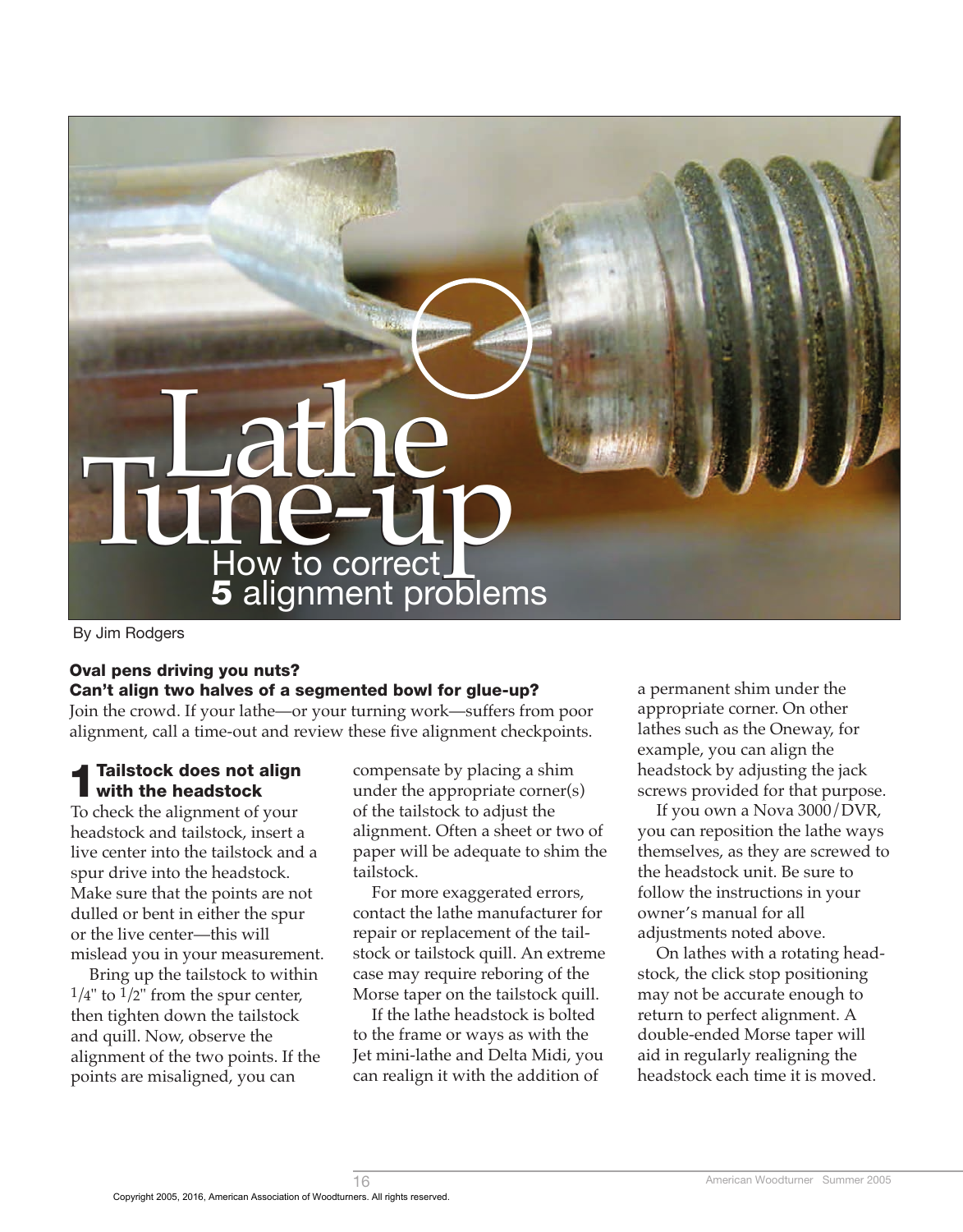# Lathe Tune-up

## How to correct 5 alignment problems

By Jim Rodgers

**Oval pens driving you nuts?**
**Can't align two halves of a segmented bowl for glue-up?**

Join the crowd. If your lathe—or your turning work—suffers from poor alignment, call a time-out and review these five alignment checkpoints.

### 1 Tailstock does not align with the headstock

To check the alignment of your headstock and tailstock, insert a live center into the tailstock and a spur drive into the headstock. Make sure that the points are not dulled or bent in either the spur or the live center—this will mislead you in your measurement.

Bring up the tailstock to within 1/4" to 1/2" from the spur center, then tighten down the tailstock and quill. Now, observe the alignment of the two points. If the points are misaligned, you can compensate by placing a shim under the appropriate corner(s) of the tailstock to adjust the alignment. Often a sheet or two of paper will be adequate to shim the tailstock.

For more exaggerated errors, contact the lathe manufacturer for repair or replacement of the tailstock or tailstock quill. An extreme case may require reboring of the Morse taper on the tailstock quill.

If the lathe headstock is bolted to the frame or ways as with the Jet mini-lathe and Delta Midi, you can realign it with the addition of a permanent shim under the appropriate corner. On other lathes such as the Oneway, for example, you can align the headstock by adjusting the jack screws provided for that purpose.

If you own a Nova 3000/DVR, you can reposition the lathe ways themselves, as they are screwed to the headstock unit. Be sure to follow the instructions in your owner's manual for all adjustments noted above.

On lathes with a rotating headstock, the click stop positioning may not be accurate enough to return to perfect alignment. A double-ended Morse taper will aid in regularly realigning the headstock each time it is moved.

Copyright 2005, 2016, American Association of Woodturners. All rights reserved.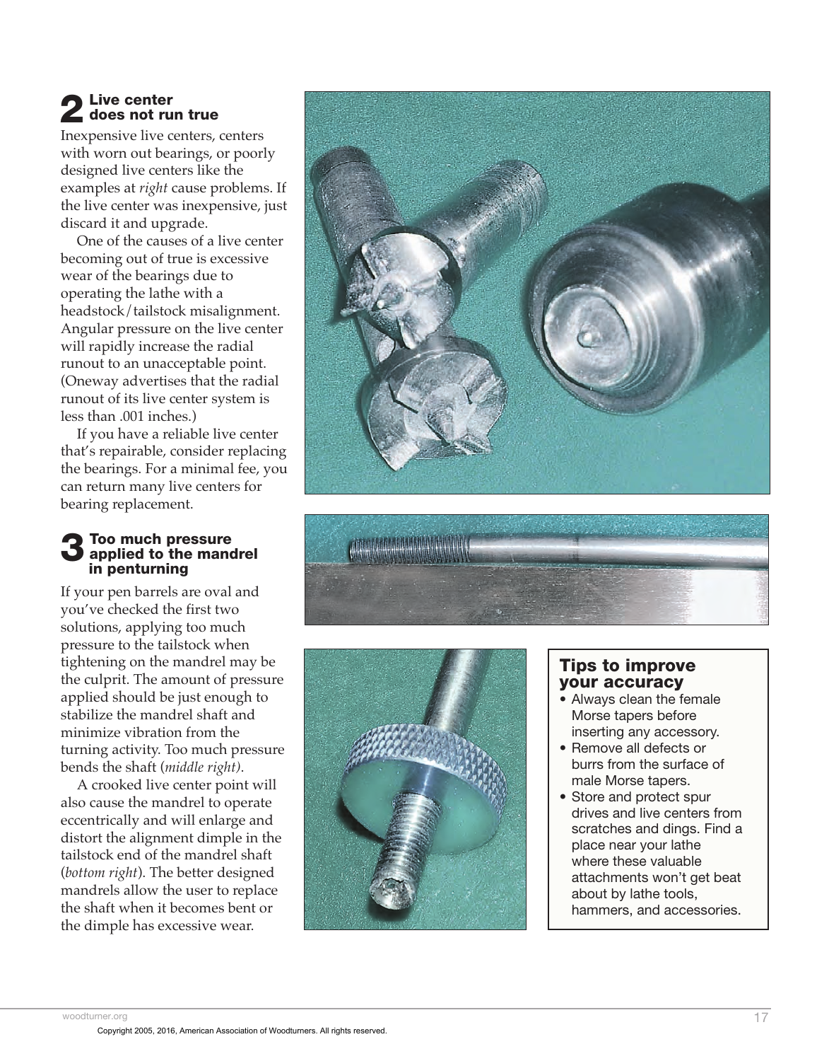## 2 Live center does not run true

Inexpensive live centers, centers with worn out bearings, or poorly designed live centers like the examples at *right* cause problems. If the live center was inexpensive, just discard it and upgrade.

One of the causes of a live center becoming out of true is excessive wear of the bearings due to operating the lathe with a headstock/tailstock misalignment. Angular pressure on the live center will rapidly increase the radial runout to an unacceptable point. (Oneway advertises that the radial runout of its live center system is less than .001 inches.)

If you have a reliable live center that's repairable, consider replacing the bearings. For a minimal fee, you can return many live centers for bearing replacement.

## 3 Too much pressure applied to the mandrel in penturning

If your pen barrels are oval and you've checked the first two solutions, applying too much pressure to the tailstock when tightening on the mandrel may be the culprit. The amount of pressure applied should be just enough to stabilize the mandrel shaft and minimize vibration from the turning activity. Too much pressure bends the shaft (*middle right)*.

A crooked live center point will also cause the mandrel to operate eccentrically and will enlarge and distort the alignment dimple in the tailstock end of the mandrel shaft (*bottom right*). The better designed mandrels allow the user to replace the shaft when it becomes bent or the dimple has excessive wear.

### Tips to improve your accuracy

- Always clean the female Morse tapers before inserting any accessory.
- Remove all defects or burrs from the surface of male Morse tapers.
- Store and protect spur drives and live centers from scratches and dings. Find a place near your lathe where these valuable attachments won't get beat about by lathe tools, hammers, and accessories.

Copyright 2005, 2016, American Association of Woodturners. All rights reserved.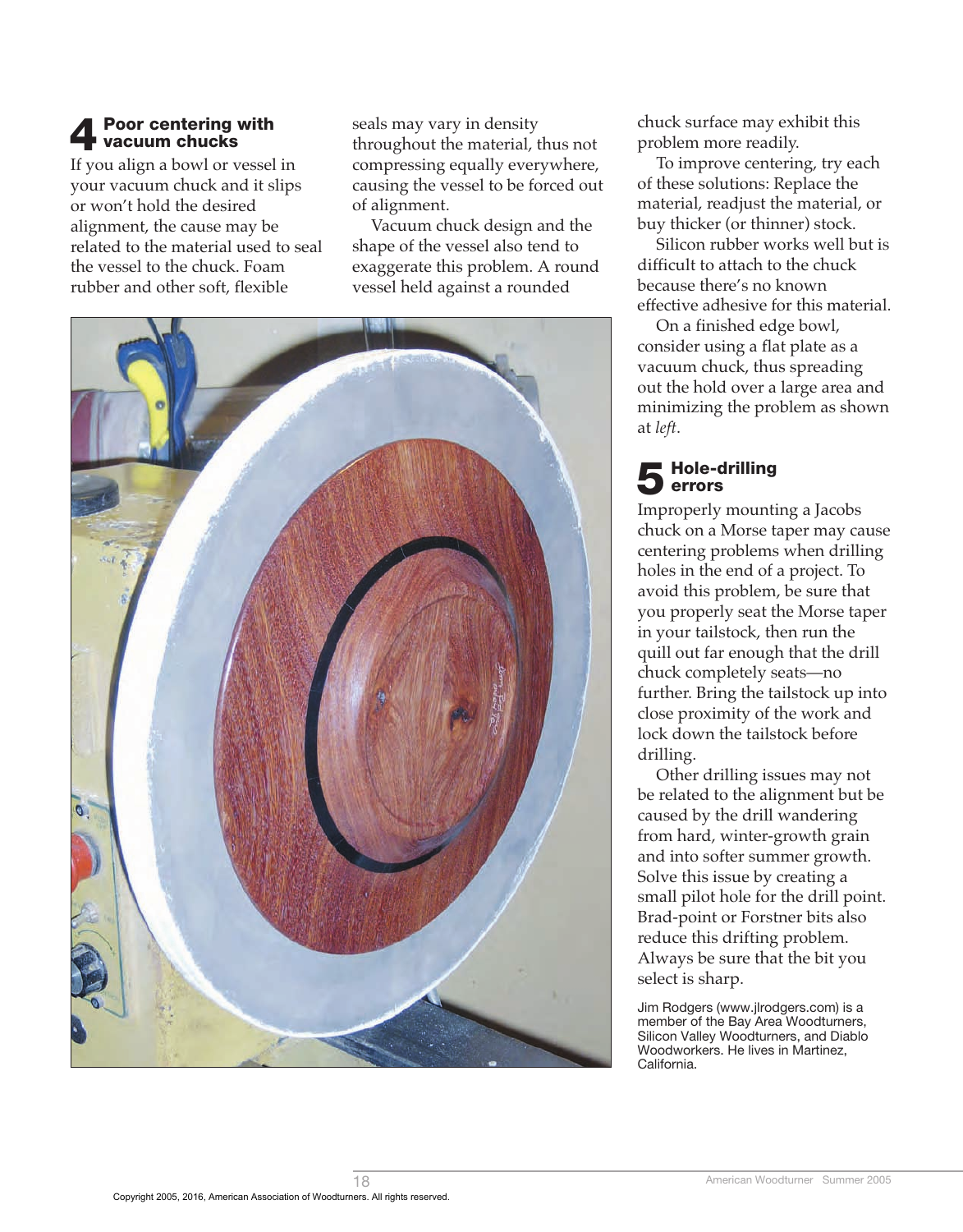## 4 Poor centering with vacuum chucks

If you align a bowl or vessel in your vacuum chuck and it slips or won't hold the desired alignment, the cause may be related to the material used to seal the vessel to the chuck. Foam rubber and other soft, flexible seals may vary in density throughout the material, thus not compressing equally everywhere, causing the vessel to be forced out of alignment.

Vacuum chuck design and the shape of the vessel also tend to exaggerate this problem. A round vessel held against a rounded chuck surface may exhibit this problem more readily.

To improve centering, try each of these solutions: Replace the material, readjust the material, or buy thicker (or thinner) stock.

Silicon rubber works well but is difficult to attach to the chuck because there's no known effective adhesive for this material.

On a finished edge bowl, consider using a flat plate as a vacuum chuck, thus spreading out the hold over a large area and minimizing the problem as shown at *left*.

## 5 Hole-drilling errors

Improperly mounting a Jacobs chuck on a Morse taper may cause centering problems when drilling holes in the end of a project. To avoid this problem, be sure that you properly seat the Morse taper in your tailstock, then run the quill out far enough that the drill chuck completely seats—no further. Bring the tailstock up into close proximity of the work and lock down the tailstock before drilling.

Other drilling issues may not be related to the alignment but be caused by the drill wandering from hard, winter-growth grain and into softer summer growth. Solve this issue by creating a small pilot hole for the drill point. Brad-point or Forstner bits also reduce this drifting problem. Always be sure that the bit you select is sharp.

Jim Rodgers (www.jlrodgers.com) is a member of the Bay Area Woodturners, Silicon Valley Woodturners, and Diablo Woodworkers. He lives in Martinez, California.

Copyright 2005, 2016, American Association of Woodturners. All rights reserved.